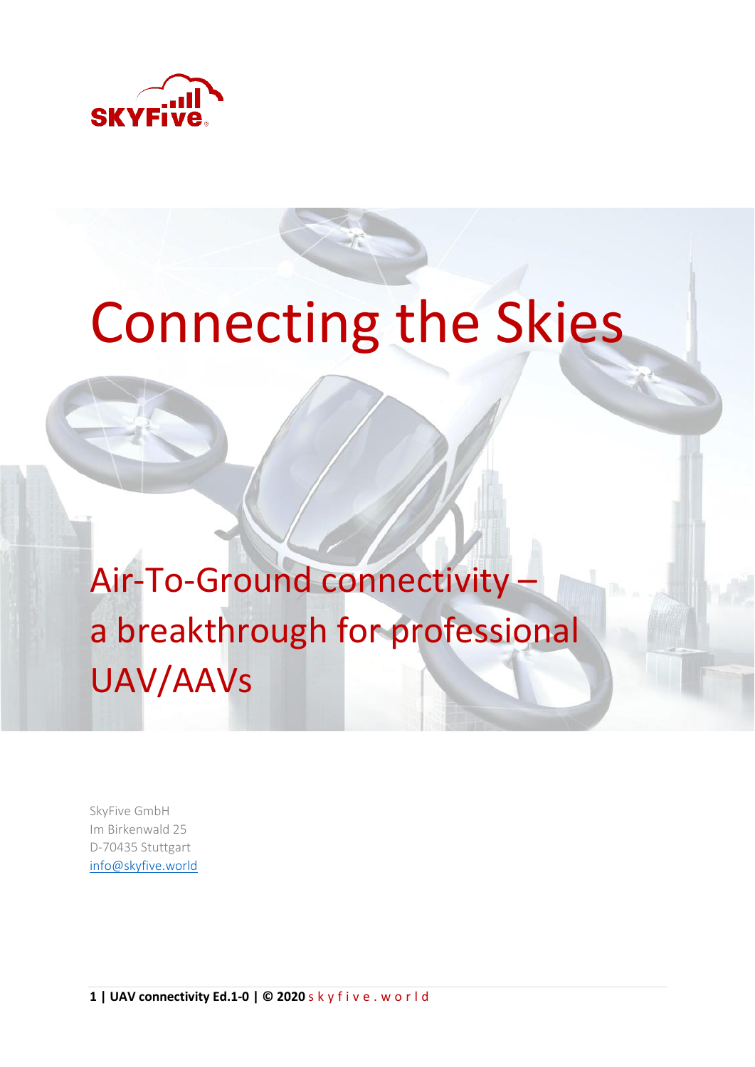SKYFive

# Connecting the Skies

## Air-To-Ground connectivity – a breakthrough for professional UAV/AAVs

SkyFive GmbH
Im Birkenwald 25
D-70435 Stuttgart
info@skyfive.world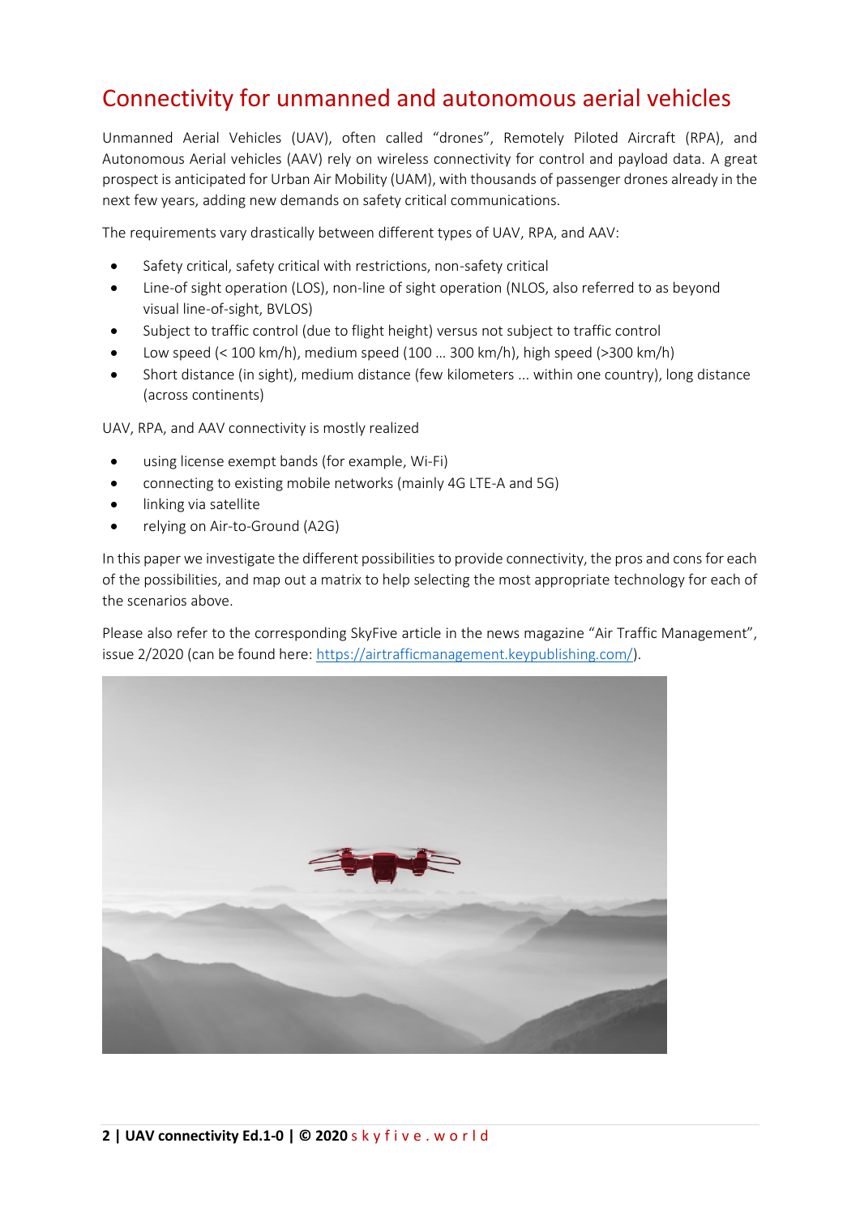# Connectivity for unmanned and autonomous aerial vehicles

Unmanned Aerial Vehicles (UAV), often called "drones", Remotely Piloted Aircraft (RPA), and Autonomous Aerial vehicles (AAV) rely on wireless connectivity for control and payload data. A great prospect is anticipated for Urban Air Mobility (UAM), with thousands of passenger drones already in the next few years, adding new demands on safety critical communications.

The requirements vary drastically between different types of UAV, RPA, and AAV:

- Safety critical, safety critical with restrictions, non-safety critical
- Line-of sight operation (LOS), non-line of sight operation (NLOS, also referred to as beyond visual line-of-sight, BVLOS)
- Subject to traffic control (due to flight height) versus not subject to traffic control
- Low speed (< 100 km/h), medium speed (100 … 300 km/h), high speed (>300 km/h)
- Short distance (in sight), medium distance (few kilometers ... within one country), long distance (across continents)

UAV, RPA, and AAV connectivity is mostly realized

- using license exempt bands (for example, Wi-Fi)
- connecting to existing mobile networks (mainly 4G LTE-A and 5G)
- linking via satellite
- relying on Air-to-Ground (A2G)

In this paper we investigate the different possibilities to provide connectivity, the pros and cons for each of the possibilities, and map out a matrix to help selecting the most appropriate technology for each of the scenarios above.

Please also refer to the corresponding SkyFive article in the news magazine "Air Traffic Management", issue 2/2020 (can be found here: https://airtrafficmanagement.keypublishing.com/).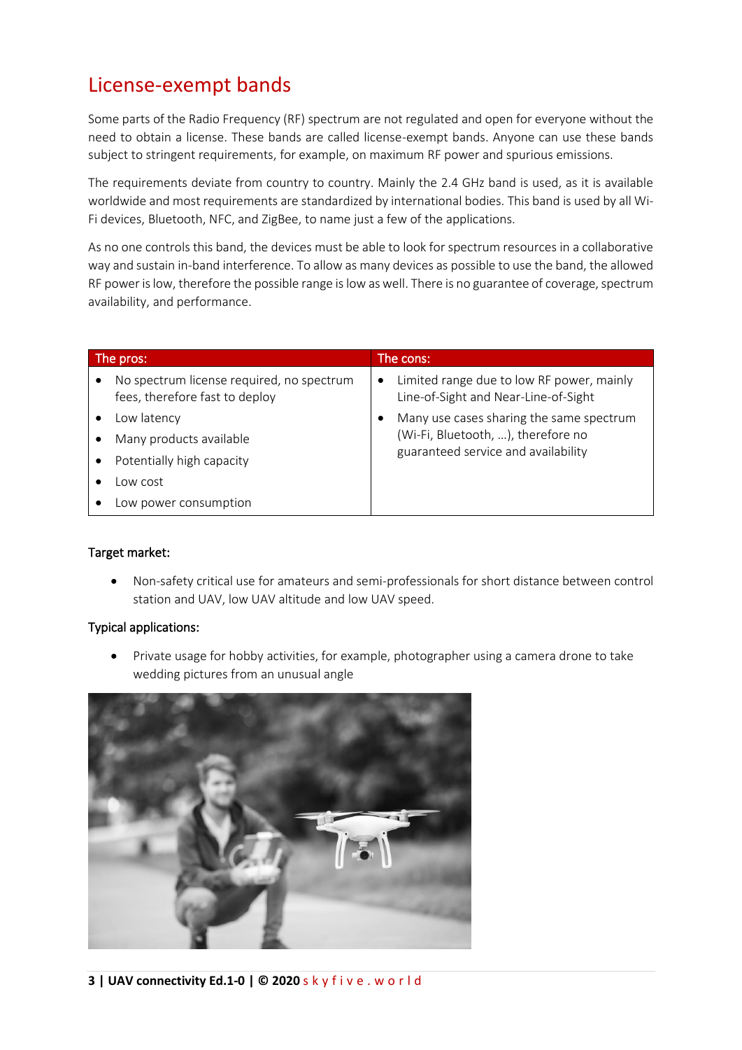# License-exempt bands

Some parts of the Radio Frequency (RF) spectrum are not regulated and open for everyone without the need to obtain a license. These bands are called license-exempt bands. Anyone can use these bands subject to stringent requirements, for example, on maximum RF power and spurious emissions.

The requirements deviate from country to country. Mainly the 2.4 GHz band is used, as it is available worldwide and most requirements are standardized by international bodies. This band is used by all Wi-Fi devices, Bluetooth, NFC, and ZigBee, to name just a few of the applications.

As no one controls this band, the devices must be able to look for spectrum resources in a collaborative way and sustain in-band interference. To allow as many devices as possible to use the band, the allowed RF power is low, therefore the possible range is low as well. There is no guarantee of coverage, spectrum availability, and performance.

| The pros: | The cons: |
|---|---|
| • No spectrum license required, no spectrum fees, therefore fast to deploy<br>• Low latency<br>• Many products available<br>• Potentially high capacity<br>• Low cost<br>• Low power consumption | • Limited range due to low RF power, mainly Line-of-Sight and Near-Line-of-Sight<br>• Many use cases sharing the same spectrum (Wi-Fi, Bluetooth, …), therefore no guaranteed service and availability |

Target market:

- Non-safety critical use for amateurs and semi-professionals for short distance between control station and UAV, low UAV altitude and low UAV speed.

Typical applications:

- Private usage for hobby activities, for example, photographer using a camera drone to take wedding pictures from an unusual angle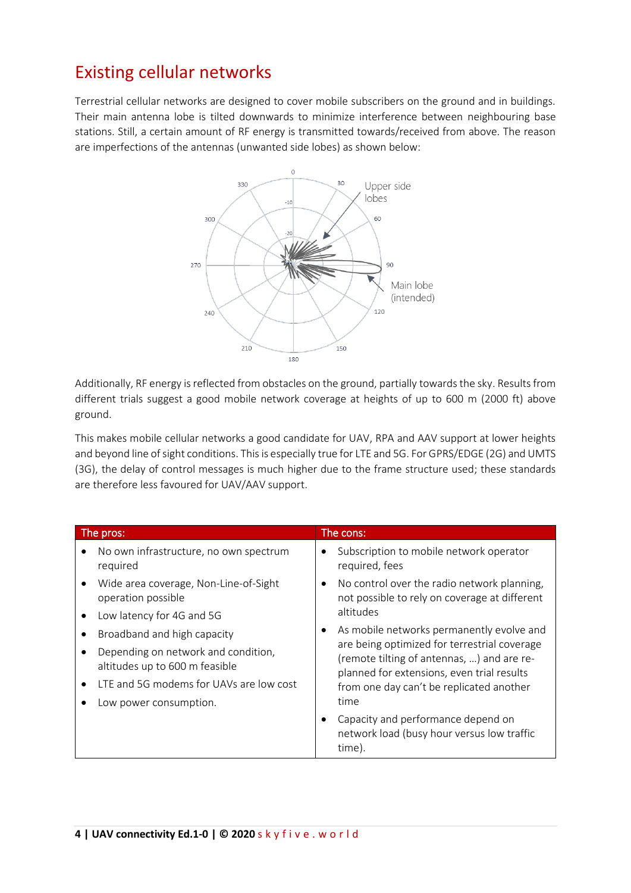## Existing cellular networks

Terrestrial cellular networks are designed to cover mobile subscribers on the ground and in buildings. Their main antenna lobe is tilted downwards to minimize interference between neighbouring base stations. Still, a certain amount of RF energy is transmitted towards/received from above. The reason are imperfections of the antennas (unwanted side lobes) as shown below:

Additionally, RF energy is reflected from obstacles on the ground, partially towards the sky. Results from different trials suggest a good mobile network coverage at heights of up to 600 m (2000 ft) above ground.

This makes mobile cellular networks a good candidate for UAV, RPA and AAV support at lower heights and beyond line of sight conditions. This is especially true for LTE and 5G. For GPRS/EDGE (2G) and UMTS (3G), the delay of control messages is much higher due to the frame structure used; these standards are therefore less favoured for UAV/AAV support.

| The pros: | The cons: |
|---|---|
| • No own infrastructure, no own spectrum required<br>• Wide area coverage, Non-Line-of-Sight operation possible<br>• Low latency for 4G and 5G<br>• Broadband and high capacity<br>• Depending on network and condition, altitudes up to 600 m feasible<br>• LTE and 5G modems for UAVs are low cost<br>• Low power consumption. | • Subscription to mobile network operator required, fees<br>• No control over the radio network planning, not possible to rely on coverage at different altitudes<br>• As mobile networks permanently evolve and are being optimized for terrestrial coverage (remote tilting of antennas, …) and are re-planned for extensions, even trial results from one day can't be replicated another time<br>• Capacity and performance depend on network load (busy hour versus low traffic time). |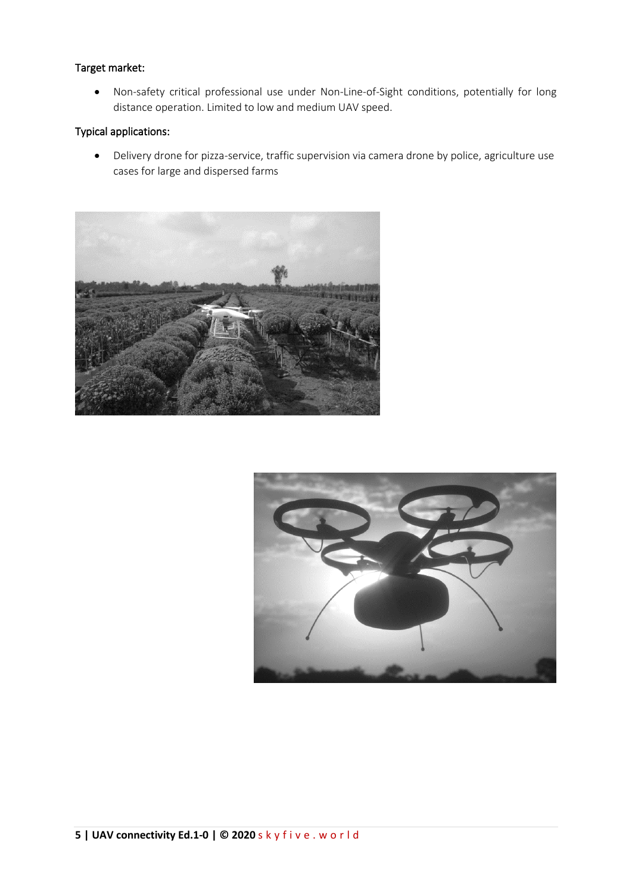Target market:

- Non-safety critical professional use under Non-Line-of-Sight conditions, potentially for long distance operation. Limited to low and medium UAV speed.

Typical applications:

- Delivery drone for pizza-service, traffic supervision via camera drone by police, agriculture use cases for large and dispersed farms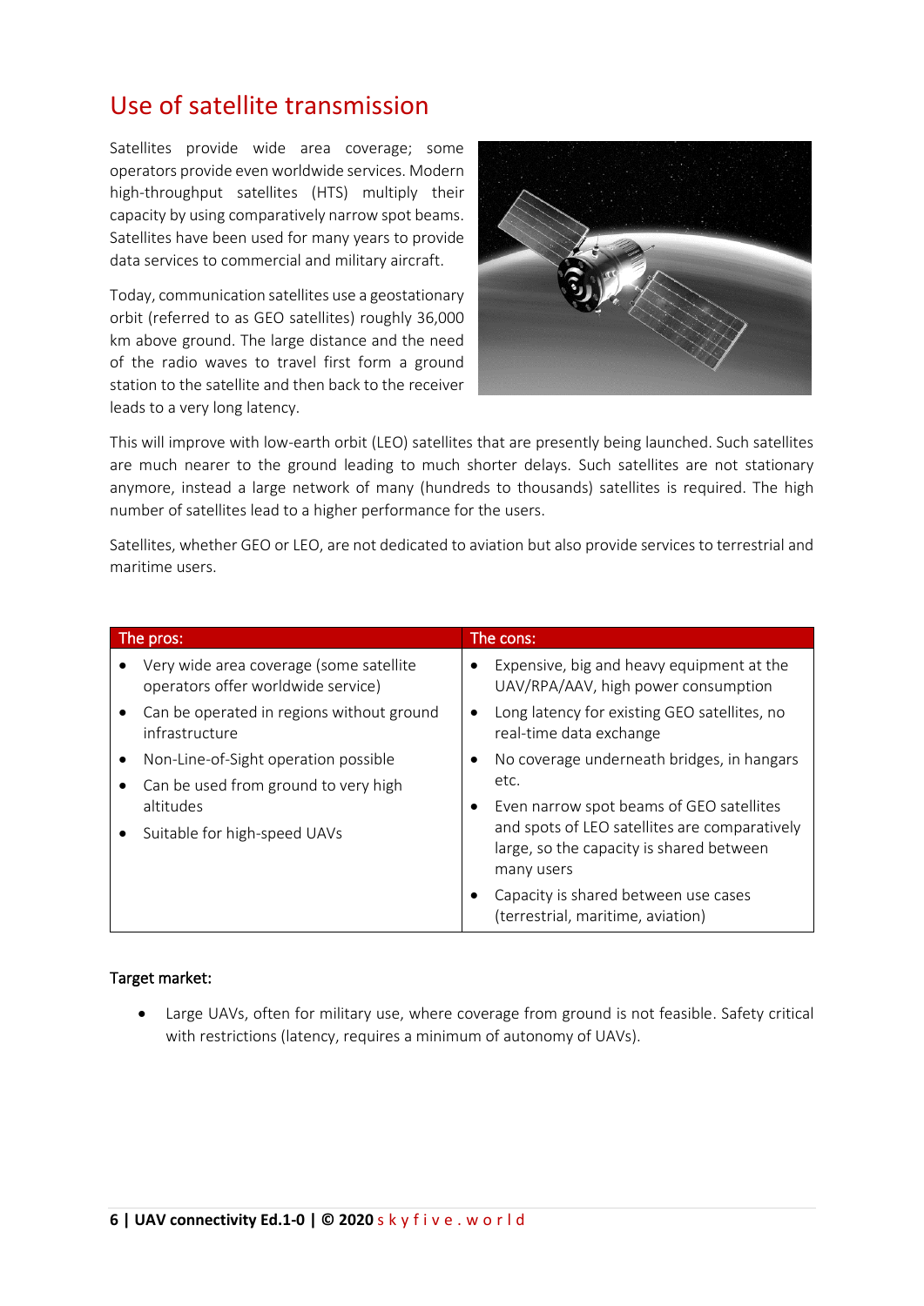# Use of satellite transmission

Satellites provide wide area coverage; some operators provide even worldwide services. Modern high-throughput satellites (HTS) multiply their capacity by using comparatively narrow spot beams. Satellites have been used for many years to provide data services to commercial and military aircraft.

Today, communication satellites use a geostationary orbit (referred to as GEO satellites) roughly 36,000 km above ground. The large distance and the need of the radio waves to travel first form a ground station to the satellite and then back to the receiver leads to a very long latency.

This will improve with low-earth orbit (LEO) satellites that are presently being launched. Such satellites are much nearer to the ground leading to much shorter delays. Such satellites are not stationary anymore, instead a large network of many (hundreds to thousands) satellites is required. The high number of satellites lead to a higher performance for the users.

Satellites, whether GEO or LEO, are not dedicated to aviation but also provide services to terrestrial and maritime users.

| The pros: | The cons: |
|---|---|
| • Very wide area coverage (some satellite operators offer worldwide service)<br>• Can be operated in regions without ground infrastructure<br>• Non-Line-of-Sight operation possible<br>• Can be used from ground to very high altitudes<br>• Suitable for high-speed UAVs | • Expensive, big and heavy equipment at the UAV/RPA/AAV, high power consumption<br>• Long latency for existing GEO satellites, no real-time data exchange<br>• No coverage underneath bridges, in hangars etc.<br>• Even narrow spot beams of GEO satellites and spots of LEO satellites are comparatively large, so the capacity is shared between many users<br>• Capacity is shared between use cases (terrestrial, maritime, aviation) |

Target market:

- Large UAVs, often for military use, where coverage from ground is not feasible. Safety critical with restrictions (latency, requires a minimum of autonomy of UAVs).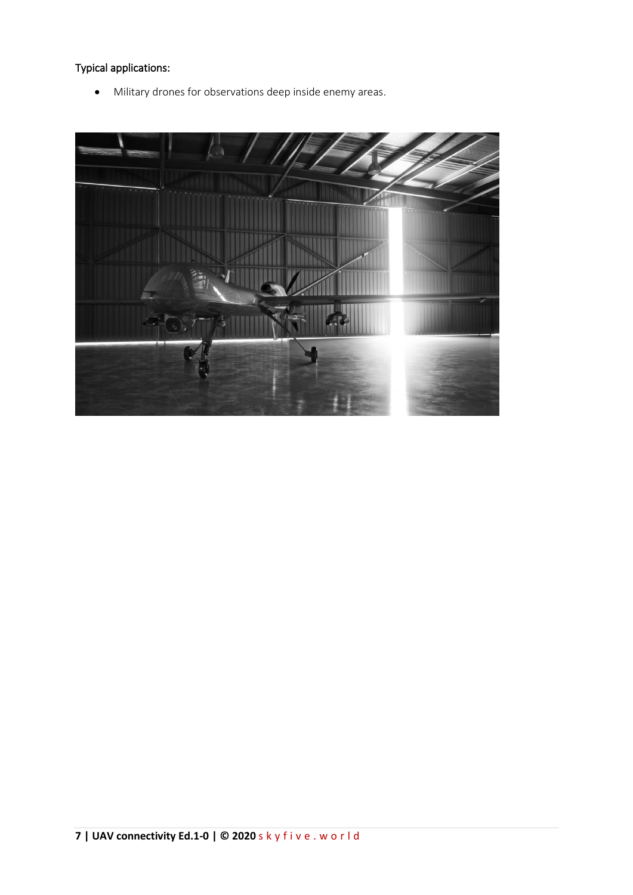Typical applications:

- Military drones for observations deep inside enemy areas.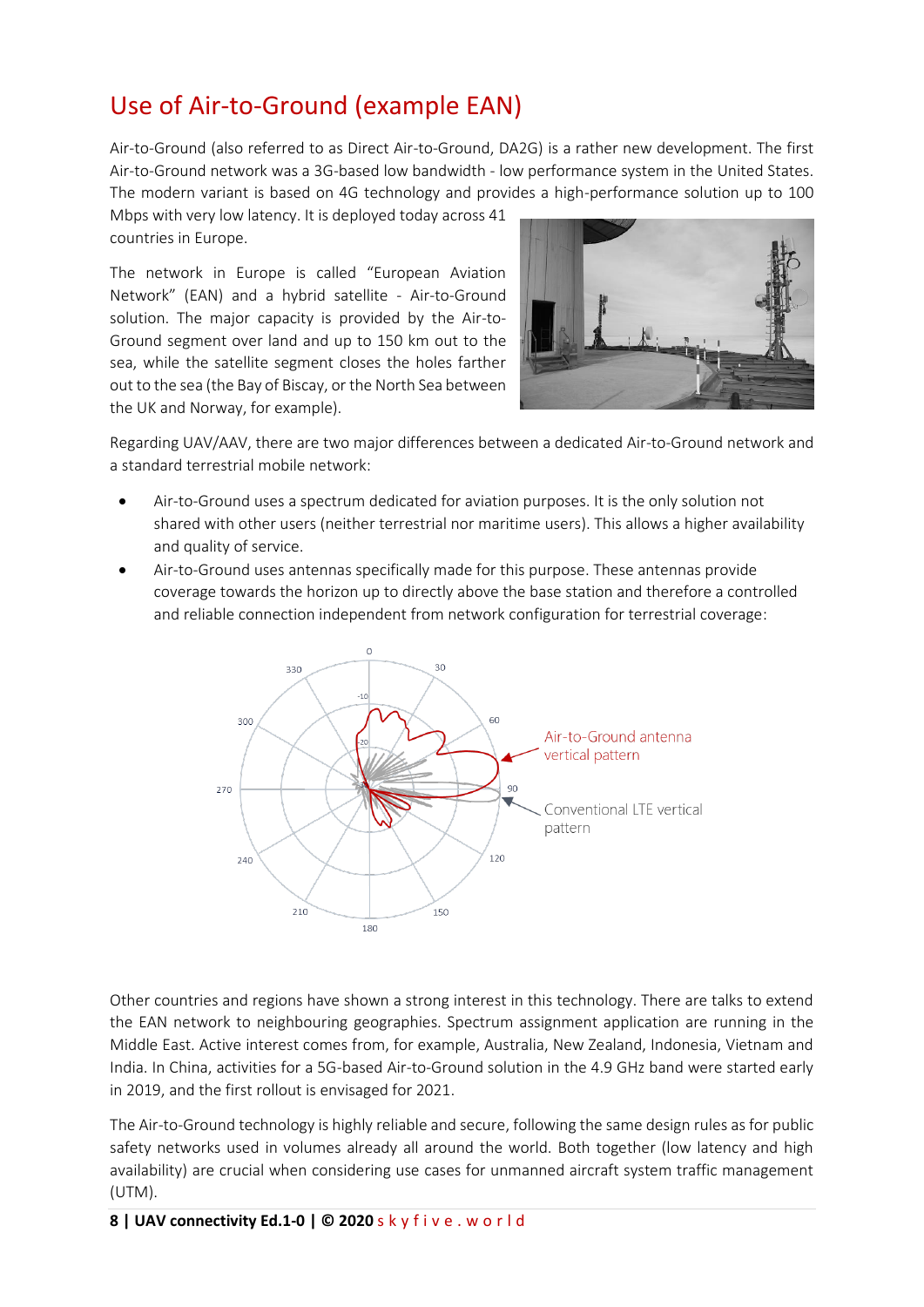# Use of Air-to-Ground (example EAN)

Air-to-Ground (also referred to as Direct Air-to-Ground, DA2G) is a rather new development. The first Air-to-Ground network was a 3G-based low bandwidth - low performance system in the United States. The modern variant is based on 4G technology and provides a high-performance solution up to 100 Mbps with very low latency. It is deployed today across 41 countries in Europe.

The network in Europe is called "European Aviation Network" (EAN) and a hybrid satellite - Air-to-Ground solution. The major capacity is provided by the Air-to-Ground segment over land and up to 150 km out to the sea, while the satellite segment closes the holes farther out to the sea (the Bay of Biscay, or the North Sea between the UK and Norway, for example).

Regarding UAV/AAV, there are two major differences between a dedicated Air-to-Ground network and a standard terrestrial mobile network:

- Air-to-Ground uses a spectrum dedicated for aviation purposes. It is the only solution not shared with other users (neither terrestrial nor maritime users). This allows a higher availability and quality of service.
- Air-to-Ground uses antennas specifically made for this purpose. These antennas provide coverage towards the horizon up to directly above the base station and therefore a controlled and reliable connection independent from network configuration for terrestrial coverage:

Air-to-Ground antenna vertical pattern

Conventional LTE vertical pattern

Other countries and regions have shown a strong interest in this technology. There are talks to extend the EAN network to neighbouring geographies. Spectrum assignment application are running in the Middle East. Active interest comes from, for example, Australia, New Zealand, Indonesia, Vietnam and India. In China, activities for a 5G-based Air-to-Ground solution in the 4.9 GHz band were started early in 2019, and the first rollout is envisaged for 2021.

The Air-to-Ground technology is highly reliable and secure, following the same design rules as for public safety networks used in volumes already all around the world. Both together (low latency and high availability) are crucial when considering use cases for unmanned aircraft system traffic management (UTM).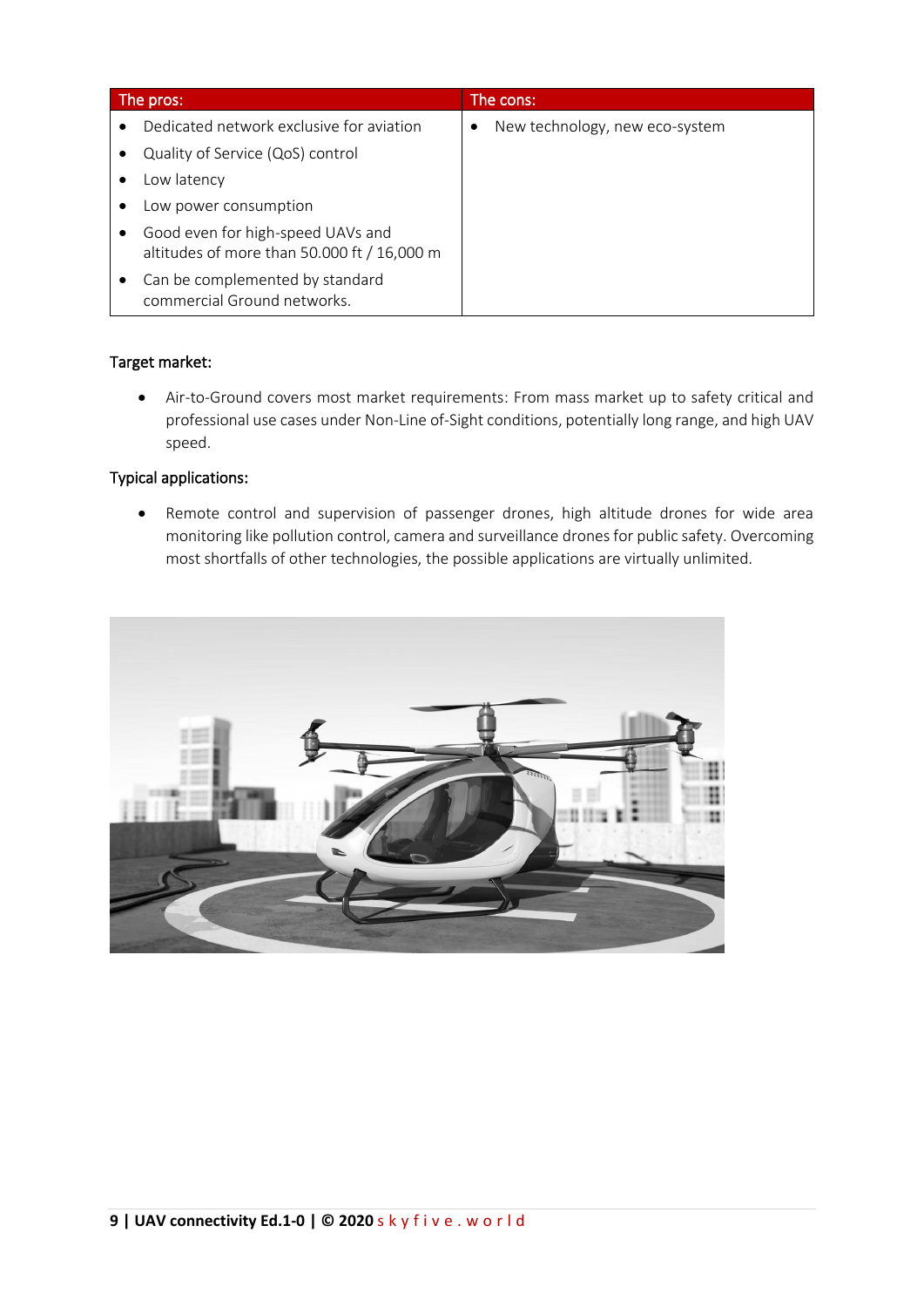| The pros: | The cons: |
|---|---|
| • Dedicated network exclusive for aviation<br>• Quality of Service (QoS) control<br>• Low latency<br>• Low power consumption<br>• Good even for high-speed UAVs and altitudes of more than 50.000 ft / 16,000 m<br>• Can be complemented by standard commercial Ground networks. | • New technology, new eco-system |

Target market:

- Air-to-Ground covers most market requirements: From mass market up to safety critical and professional use cases under Non-Line of-Sight conditions, potentially long range, and high UAV speed.

Typical applications:

- Remote control and supervision of passenger drones, high altitude drones for wide area monitoring like pollution control, camera and surveillance drones for public safety. Overcoming most shortfalls of other technologies, the possible applications are virtually unlimited.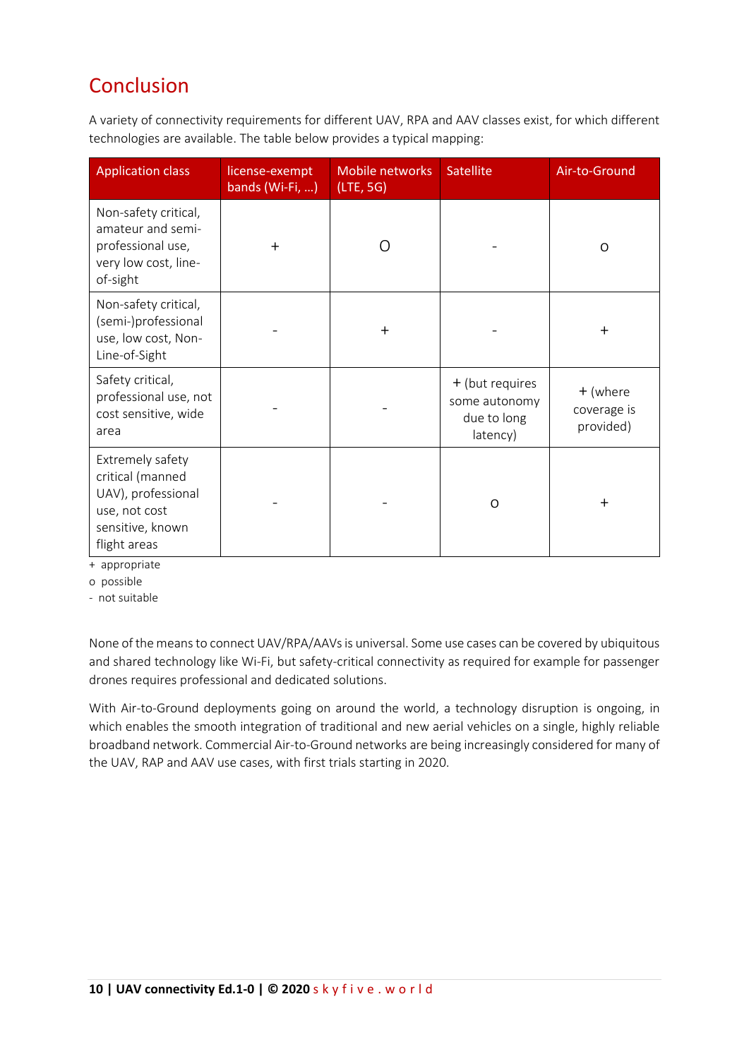# Conclusion

A variety of connectivity requirements for different UAV, RPA and AAV classes exist, for which different technologies are available. The table below provides a typical mapping:

| Application class | license-exempt bands (Wi-Fi, …) | Mobile networks (LTE, 5G) | Satellite | Air-to-Ground |
|---|---|---|---|---|
| Non-safety critical, amateur and semi-professional use, very low cost, line-of-sight | + | O | - | o |
| Non-safety critical, (semi-)professional use, low cost, Non-Line-of-Sight | - | + | - | + |
| Safety critical, professional use, not cost sensitive, wide area | - | - | + (but requires some autonomy due to long latency) | + (where coverage is provided) |
| Extremely safety critical (manned UAV), professional use, not cost sensitive, known flight areas | - | - | o | + |

+ appropriate
o possible
- not suitable

None of the means to connect UAV/RPA/AAVs is universal. Some use cases can be covered by ubiquitous and shared technology like Wi-Fi, but safety-critical connectivity as required for example for passenger drones requires professional and dedicated solutions.

With Air-to-Ground deployments going on around the world, a technology disruption is ongoing, in which enables the smooth integration of traditional and new aerial vehicles on a single, highly reliable broadband network. Commercial Air-to-Ground networks are being increasingly considered for many of the UAV, RAP and AAV use cases, with first trials starting in 2020.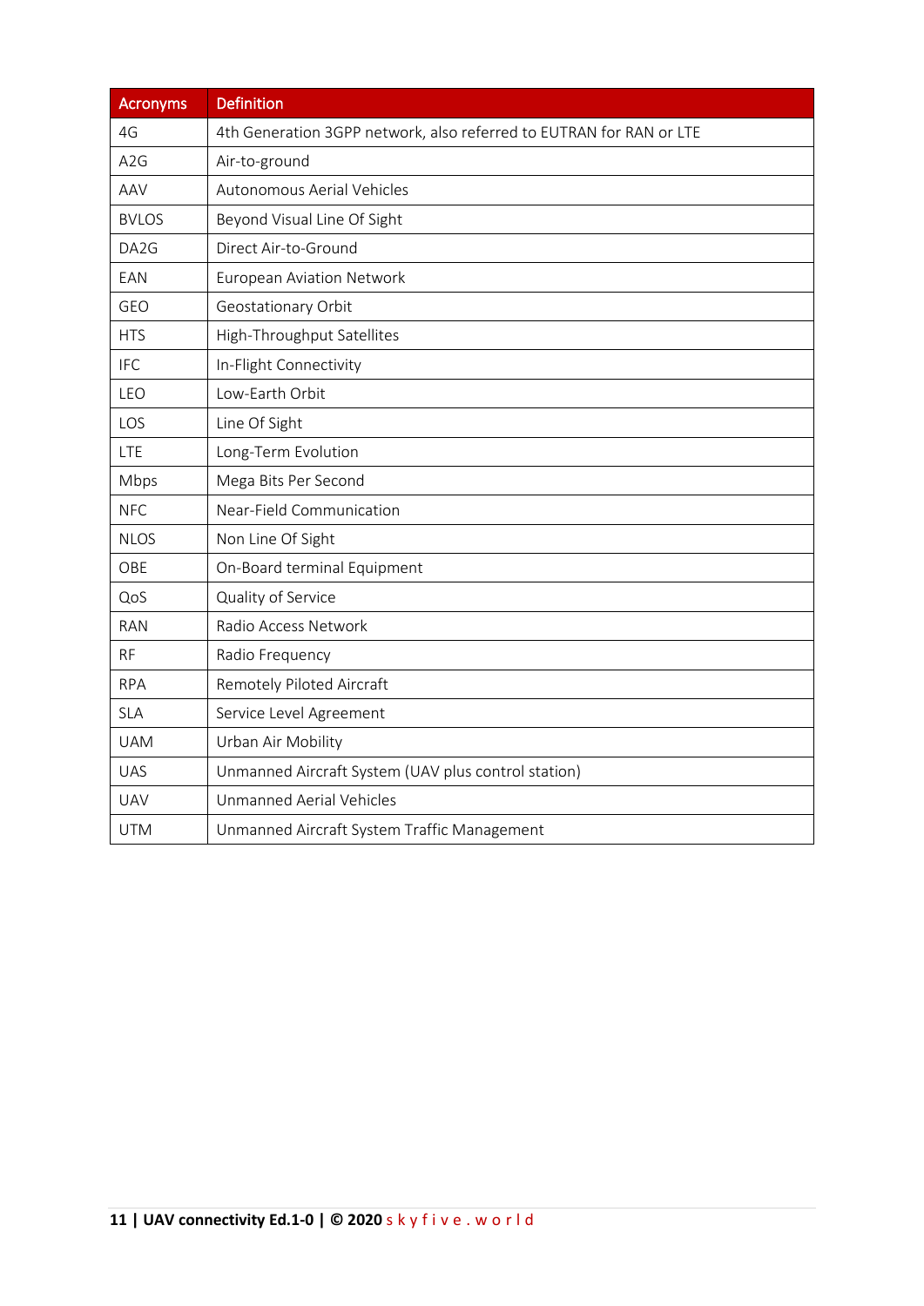| Acronyms | Definition |
|---|---|
| 4G | 4th Generation 3GPP network, also referred to EUTRAN for RAN or LTE |
| A2G | Air-to-ground |
| AAV | Autonomous Aerial Vehicles |
| BVLOS | Beyond Visual Line Of Sight |
| DA2G | Direct Air-to-Ground |
| EAN | European Aviation Network |
| GEO | Geostationary Orbit |
| HTS | High-Throughput Satellites |
| IFC | In-Flight Connectivity |
| LEO | Low-Earth Orbit |
| LOS | Line Of Sight |
| LTE | Long-Term Evolution |
| Mbps | Mega Bits Per Second |
| NFC | Near-Field Communication |
| NLOS | Non Line Of Sight |
| OBE | On-Board terminal Equipment |
| QoS | Quality of Service |
| RAN | Radio Access Network |
| RF | Radio Frequency |
| RPA | Remotely Piloted Aircraft |
| SLA | Service Level Agreement |
| UAM | Urban Air Mobility |
| UAS | Unmanned Aircraft System (UAV plus control station) |
| UAV | Unmanned Aerial Vehicles |
| UTM | Unmanned Aircraft System Traffic Management |